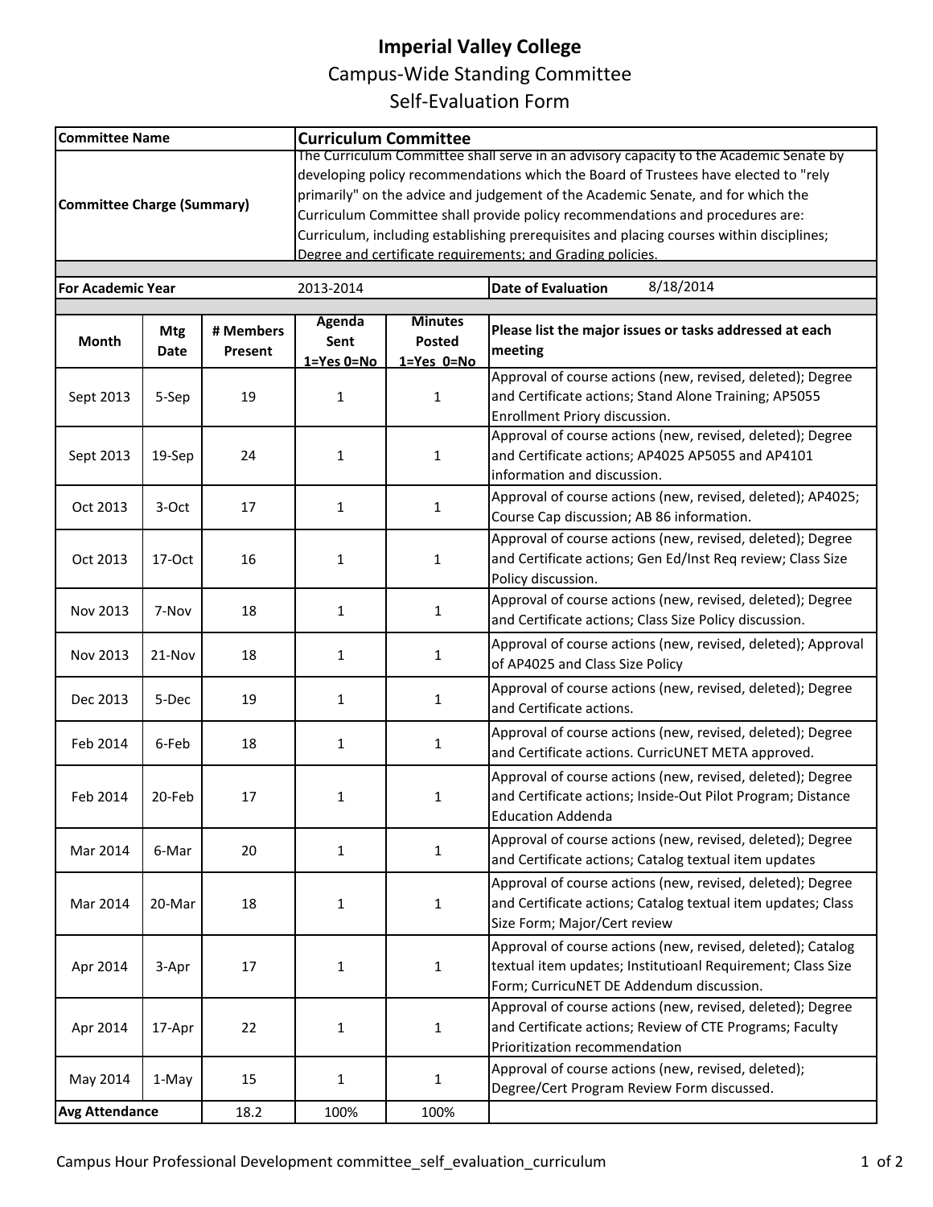# Imperial Valley College

## Campus-Wide Standing Committee

## Self-Evaluation Form

| | |
|---|---|
| **Committee Name** | **Curriculum Committee** |
| **Committee Charge (Summary)** | The Curriculum Committee shall serve in an advisory capacity to the Academic Senate by developing policy recommendations which the Board of Trustees have elected to "rely primarily" on the advice and judgement of the Academic Senate, and for which the Curriculum Committee shall provide policy recommendations and procedures are: Curriculum, including establishing prerequisites and placing courses within disciplines; Degree and certificate requirements; and Grading policies. |

| | | | |
|---|---|---|---|
| **For Academic Year** | 2013-2014 | **Date of Evaluation** | 8/18/2014 |

| Month | Mtg Date | # Members Present | Agenda Sent 1=Yes 0=No | Minutes Posted 1=Yes 0=No | Please list the major issues or tasks addressed at each meeting |
|---|---|---|---|---|---|
| Sept 2013 | 5-Sep | 19 | 1 | 1 | Approval of course actions (new, revised, deleted); Degree and Certificate actions; Stand Alone Training; AP5055 Enrollment Priory discussion. |
| Sept 2013 | 19-Sep | 24 | 1 | 1 | Approval of course actions (new, revised, deleted); Degree and Certificate actions; AP4025 AP5055 and AP4101 information and discussion. |
| Oct 2013 | 3-Oct | 17 | 1 | 1 | Approval of course actions (new, revised, deleted); AP4025; Course Cap discussion; AB 86 information. |
| Oct 2013 | 17-Oct | 16 | 1 | 1 | Approval of course actions (new, revised, deleted); Degree and Certificate actions; Gen Ed/Inst Req review; Class Size Policy discussion. |
| Nov 2013 | 7-Nov | 18 | 1 | 1 | Approval of course actions (new, revised, deleted); Degree and Certificate actions; Class Size Policy discussion. |
| Nov 2013 | 21-Nov | 18 | 1 | 1 | Approval of course actions (new, revised, deleted); Approval of AP4025 and Class Size Policy |
| Dec 2013 | 5-Dec | 19 | 1 | 1 | Approval of course actions (new, revised, deleted); Degree and Certificate actions. |
| Feb 2014 | 6-Feb | 18 | 1 | 1 | Approval of course actions (new, revised, deleted); Degree and Certificate actions. CurricUNET META approved. |
| Feb 2014 | 20-Feb | 17 | 1 | 1 | Approval of course actions (new, revised, deleted); Degree and Certificate actions; Inside-Out Pilot Program; Distance Education Addenda |
| Mar 2014 | 6-Mar | 20 | 1 | 1 | Approval of course actions (new, revised, deleted); Degree and Certificate actions; Catalog textual item updates |
| Mar 2014 | 20-Mar | 18 | 1 | 1 | Approval of course actions (new, revised, deleted); Degree and Certificate actions; Catalog textual item updates; Class Size Form; Major/Cert review |
| Apr 2014 | 3-Apr | 17 | 1 | 1 | Approval of course actions (new, revised, deleted); Catalog textual item updates; Institutioanl Requirement; Class Size Form; CurricuNET DE Addendum discussion. |
| Apr 2014 | 17-Apr | 22 | 1 | 1 | Approval of course actions (new, revised, deleted); Degree and Certificate actions; Review of CTE Programs; Faculty Prioritization recommendation |
| May 2014 | 1-May | 15 | 1 | 1 | Approval of course actions (new, revised, deleted); Degree/Cert Program Review Form discussed. |
| **Avg Attendance** | | 18.2 | 100% | 100% | |

Campus Hour Professional Development committee_self_evaluation_curriculum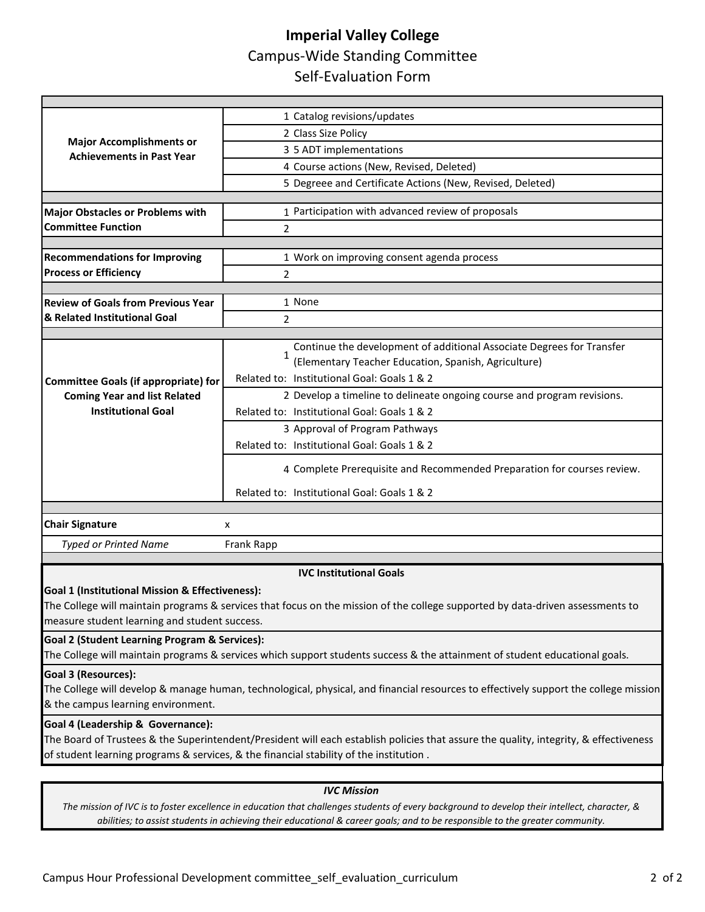# Imperial Valley College

## Campus-Wide Standing Committee

## Self-Evaluation Form

| | |
|---|---|
| **Major Accomplishments or Achievements in Past Year** | 1 Catalog revisions/updates |
| | 2 Class Size Policy |
| | 3 5 ADT implementations |
| | 4 Course actions (New, Revised, Deleted) |
| | 5 Degreee and Certificate Actions (New, Revised, Deleted) |
| **Major Obstacles or Problems with Committee Function** | 1 Participation with advanced review of proposals |
| | 2 |
| **Recommendations for Improving Process or Efficiency** | 1 Work on improving consent agenda process |
| | 2 |
| **Review of Goals from Previous Year & Related Institutional Goal** | 1 None |
| | 2 |
| **Committee Goals (if appropriate) for Coming Year and list Related Institutional Goal** | 1 Continue the development of additional Associate Degrees for Transfer (Elementary Teacher Education, Spanish, Agriculture) |
| | Related to: Institutional Goal: Goals 1 & 2 |
| | 2 Develop a timeline to delineate ongoing course and program revisions. |
| | Related to: Institutional Goal: Goals 1 & 2 |
| | 3 Approval of Program Pathways |
| | Related to: Institutional Goal: Goals 1 & 2 |
| | 4 Complete Prerequisite and Recommended Preparation for courses review. |
| | Related to: Institutional Goal: Goals 1 & 2 |
| **Chair Signature** | x |
| *Typed or Printed Name* | Frank Rapp |

**IVC Institutional Goals**

**Goal 1 (Institutional Mission & Effectiveness):**
The College will maintain programs & services that focus on the mission of the college supported by data-driven assessments to measure student learning and student success.

**Goal 2 (Student Learning Program & Services):**
The College will maintain programs & services which support students success & the attainment of student educational goals.

**Goal 3 (Resources):**
The College will develop & manage human, technological, physical, and financial resources to effectively support the college mission & the campus learning environment.

**Goal 4 (Leadership & Governance):**
The Board of Trustees & the Superintendent/President will each establish policies that assure the quality, integrity, & effectiveness of student learning programs & services, & the financial stability of the institution .

***IVC Mission***

*The mission of IVC is to foster excellence in education that challenges students of every background to develop their intellect, character, & abilities; to assist students in achieving their educational & career goals; and to be responsible to the greater community.*